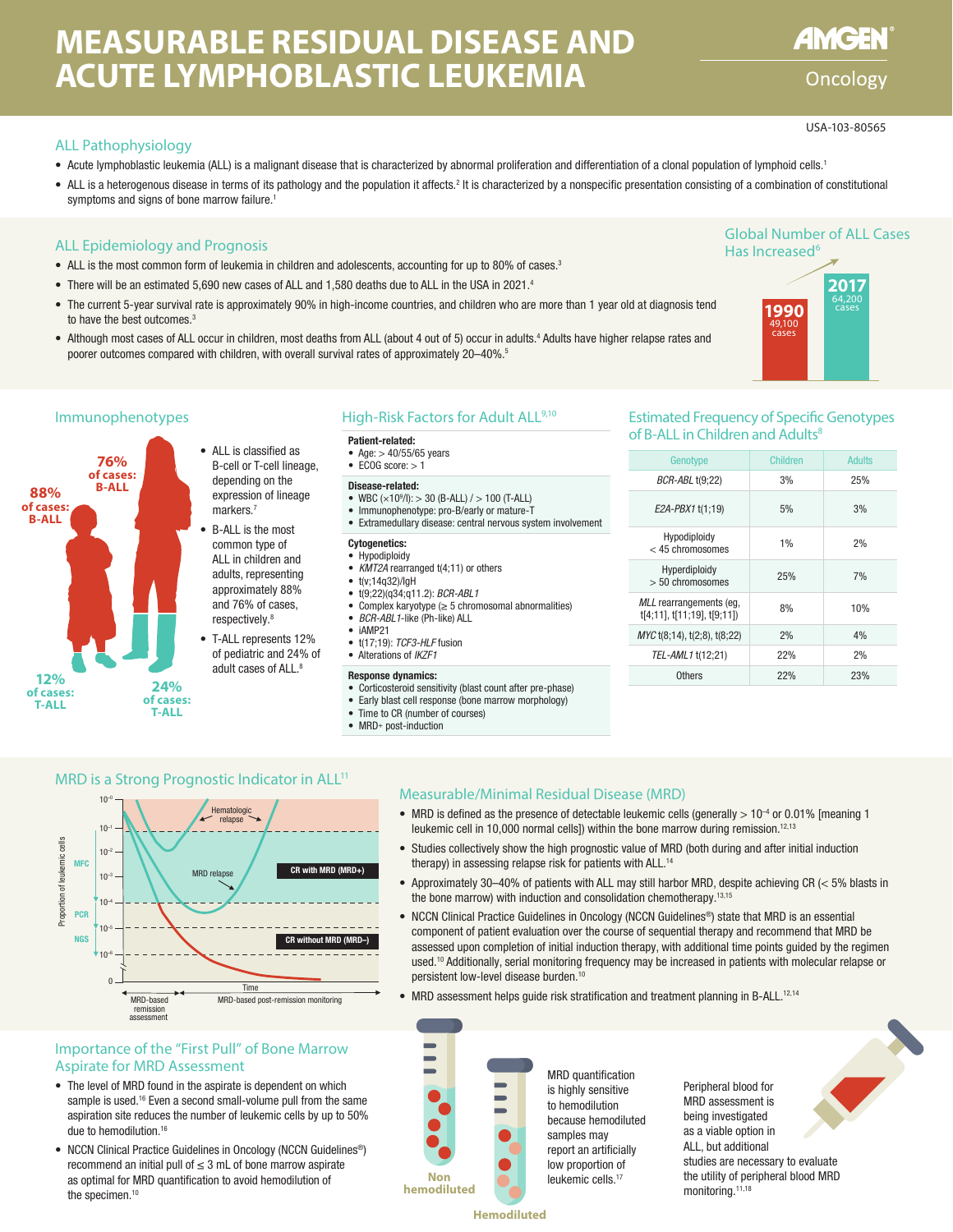# MEASURABLE RESIDUAL DISEASE AND ACUTE LYMPHOBLASTIC LEUKEMIA

AMGEN Oncology

USA-103-80565

## ALL Pathophysiology

- Acute lymphoblastic leukemia (ALL) is a malignant disease that is characterized by abnormal proliferation and differentiation of a clonal population of lymphoid cells.[1]
- ALL is a heterogenous disease in terms of its pathology and the population it affects.[2] It is characterized by a nonspecific presentation consisting of a combination of constitutional symptoms and signs of bone marrow failure.[1]

## ALL Epidemiology and Prognosis

- ALL is the most common form of leukemia in children and adolescents, accounting for up to 80% of cases.[3]
- There will be an estimated 5,690 new cases of ALL and 1,580 deaths due to ALL in the USA in 2021.[4]
- The current 5-year survival rate is approximately 90% in high-income countries, and children who are more than 1 year old at diagnosis tend to have the best outcomes.[3]
- Although most cases of ALL occur in children, most deaths from ALL (about 4 out of 5) occur in adults.[4] Adults have higher relapse rates and poorer outcomes compared with children, with overall survival rates of approximately 20–40%.[5]

### Global Number of ALL Cases Has Increased[6]

- 1990: 49,100 cases
- 2017: 64,200 cases

## Immunophenotypes

- Children: 88% of cases: B-ALL; 12% of cases: T-ALL
- Adults: 76% of cases: B-ALL; 24% of cases: T-ALL

- ALL is classified as B-cell or T-cell lineage, depending on the expression of lineage markers.[7]
- B-ALL is the most common type of ALL in children and adults, representing approximately 88% and 76% of cases, respectively.[8]
- T-ALL represents 12% of pediatric and 24% of adult cases of ALL.[8]

## High-Risk Factors for Adult ALL[9,10]

**Patient-related:**
- Age: > 40/55/65 years
- ECOG score: > 1

**Disease-related:**
- WBC ($\times 10^9$/l): > 30 (B-ALL) / > 100 (T-ALL)
- Immunophenotype: pro-B/early or mature-T
- Extramedullary disease: central nervous system involvement

**Cytogenetics:**
- Hypodiploidy
- *KMT2A* rearranged t(4;11) or others
- t(v;14q32)/IgH
- t(9;22)(q34;q11.2): *BCR-ABL1*
- Complex karyotype (≥ 5 chromosomal abnormalities)
- *BCR-ABL1*-like (Ph-like) ALL
- iAMP21
- t(17;19): *TCF3-HLF* fusion
- Alterations of *IKZF1*

**Response dynamics:**
- Corticosteroid sensitivity (blast count after pre-phase)
- Early blast cell response (bone marrow morphology)
- Time to CR (number of courses)
- MRD+ post-induction

## Estimated Frequency of Specific Genotypes of B-ALL in Children and Adults[8]

| Genotype | Children | Adults |
|---|---|---|
| *BCR-ABL* t(9;22) | 3% | 25% |
| *E2A-PBX1* t(1;19) | 5% | 3% |
| Hypodiploidy < 45 chromosomes | 1% | 2% |
| Hyperdiploidy > 50 chromosomes | 25% | 7% |
| *MLL* rearrangements (eg, t[4;11], t[11;19], t[9;11]) | 8% | 10% |
| *MYC* t(8;14), t(2;8), t(8;22) | 2% | 4% |
| *TEL-AML1* t(12;21) | 22% | 2% |
| Others | 22% | 23% |

## MRD is a Strong Prognostic Indicator in ALL[11]

Proportion of leukemic cells: $10^{-0}$, $10^{-1}$, $10^{-2}$, $10^{-3}$, $10^{-4}$, $10^{-5}$, $10^{-6}$, 0 (MFC, PCR, NGS)

Hematologic relapse; MRD relapse; CR with MRD (MRD+); CR without MRD (MRD–)

Time: MRD-based remission assessment; MRD-based post-remission monitoring

## Measurable/Minimal Residual Disease (MRD)

- MRD is defined as the presence of detectable leukemic cells (generally > $10^{-4}$ or 0.01% [meaning 1 leukemic cell in 10,000 normal cells]) within the bone marrow during remission.[12,13]
- Studies collectively show the high prognostic value of MRD (both during and after initial induction therapy) in assessing relapse risk for patients with ALL.[14]
- Approximately 30–40% of patients with ALL may still harbor MRD, despite achieving CR (< 5% blasts in the bone marrow) with induction and consolidation chemotherapy.[13,15]
- NCCN Clinical Practice Guidelines in Oncology (NCCN Guidelines®) state that MRD is an essential component of patient evaluation over the course of sequential therapy and recommend that MRD be assessed upon completion of initial induction therapy, with additional time points guided by the regimen used.[10] Additionally, serial monitoring frequency may be increased in patients with molecular relapse or persistent low-level disease burden.[10]
- MRD assessment helps guide risk stratification and treatment planning in B-ALL.[12,14]

## Importance of the "First Pull" of Bone Marrow Aspirate for MRD Assessment

- The level of MRD found in the aspirate is dependent on which sample is used.[16] Even a second small-volume pull from the same aspiration site reduces the number of leukemic cells by up to 50% due to hemodilution.[16]
- NCCN Clinical Practice Guidelines in Oncology (NCCN Guidelines®) recommend an initial pull of ≤ 3 mL of bone marrow aspirate as optimal for MRD quantification to avoid hemodilution of the specimen.[10]

Non hemodiluted

Hemodiluted

MRD quantification is highly sensitive to hemodilution because hemodiluted samples may report an artificially low proportion of leukemic cells.[17]

Peripheral blood for MRD assessment is being investigated as a viable option in ALL, but additional studies are necessary to evaluate the utility of peripheral blood MRD monitoring.[11,18]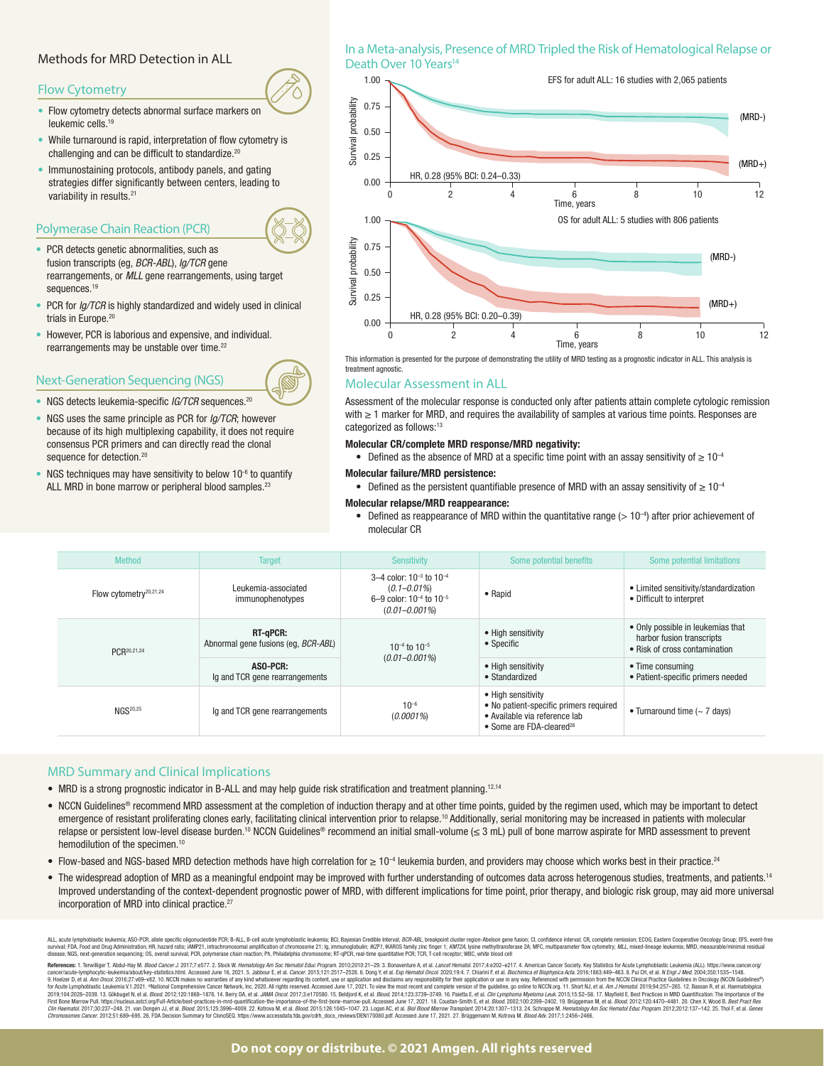## Methods for MRD Detection in ALL

### Flow Cytometry

- Flow cytometry detects abnormal surface markers on leukemic cells.[19]
- While turnaround is rapid, interpretation of flow cytometry is challenging and can be difficult to standardize.[20]
- Immunostaining protocols, antibody panels, and gating strategies differ significantly between centers, leading to variability in results.[21]

### Polymerase Chain Reaction (PCR)

- PCR detects genetic abnormalities, such as fusion transcripts (eg, *BCR-ABL*), *Ig/TCR* gene rearrangements, or *MLL* gene rearrangements, using target sequences.[19]
- PCR for *Ig/TCR* is highly standardized and widely used in clinical trials in Europe.[20]
- However, PCR is laborious and expensive, and individual. rearrangements may be unstable over time.[22]

### Next-Generation Sequencing (NGS)

- NGS detects leukemia-specific *IG/TCR* sequences.[20]
- NGS uses the same principle as PCR for *Ig/TCR*; however because of its high multiplexing capability, it does not require consensus PCR primers and can directly read the clonal sequence for detection.[20]
- NGS techniques may have sensitivity to below $10^{-6}$ to quantify ALL MRD in bone marrow or peripheral blood samples.[23]

## In a Meta-analysis, Presence of MRD Tripled the Risk of Hematological Relapse or Death Over 10 Years[14]

EFS for adult ALL: 16 studies with 2,065 patients

Survival probability

1.00
0.75
0.50
0.25
0.00

(MRD-)
(MRD+)

HR, 0.28 (95% BCI: 0.24–0.33)

0 2 4 6 8 10 12

Time, years

OS for adult ALL: 5 studies with 806 patients

Survival probability

1.00
0.75
0.50
0.25
0.00

(MRD-)
(MRD+)

HR, 0.28 (95% BCI: 0.20–0.39)

0 2 4 6 8 10 12

Time, years

This information is presented for the purpose of demonstrating the utility of MRD testing as a prognostic indicator in ALL. This analysis is treatment agnostic.

## Molecular Assessment in ALL

Assessment of the molecular response is conducted only after patients attain complete cytologic remission with ≥ 1 marker for MRD, and requires the availability of samples at various time points. Responses are categorized as follows:[13]

**Molecular CR/complete MRD response/MRD negativity:**

- Defined as the absence of MRD at a specific time point with an assay sensitivity of $\geq 10^{-4}$

**Molecular failure/MRD persistence:**

- Defined as the persistent quantifiable presence of MRD with an assay sensitivity of $\geq 10^{-4}$

**Molecular relapse/MRD reappearance:**

- Defined as reappearance of MRD within the quantitative range ($> 10^{-4}$) after prior achievement of molecular CR

| Method | Target | Sensitivity | Some potential benefits | Some potential limitations |
|---|---|---|---|---|
| Flow cytometry[20,21,24] | Leukemia-associated immunophenotypes | 3–4 color: $10^{-3}$ to $10^{-4}$ (*0.1–0.01%*)<br>6–9 color: $10^{-4}$ to $10^{-5}$ (*0.01–0.001%*) | • Rapid | • Limited sensitivity/standardization<br>• Difficult to interpret |
| PCR[20,21,24] | **RT-qPCR:** Abnormal gene fusions (eg, *BCR-ABL*) | $10^{-4}$ to $10^{-5}$ (*0.01–0.001%*) | • High sensitivity<br>• Specific | • Only possible in leukemias that harbor fusion transcripts<br>• Risk of cross contamination |
| | **ASO-PCR:** Ig and TCR gene rearrangements | | • High sensitivity<br>• Standardized | • Time consuming<br>• Patient-specific primers needed |
| NGS[20,25] | Ig and TCR gene rearrangements | $10^{-6}$ (*0.0001%*) | • High sensitivity<br>• No patient-specific primers required<br>• Available via reference lab<br>• Some are FDA-cleared[26] | • Turnaround time (~ 7 days) |

## MRD Summary and Clinical Implications

- MRD is a strong prognostic indicator in B-ALL and may help guide risk stratification and treatment planning.[12,14]
- NCCN Guidelines® recommend MRD assessment at the completion of induction therapy and at other time points, guided by the regimen used, which may be important to detect emergence of resistant proliferating clones early, facilitating clinical intervention prior to relapse.[10] Additionally, serial monitoring may be increased in patients with molecular relapse or persistent low-level disease burden.[10] NCCN Guidelines® recommend an initial small-volume (≤ 3 mL) pull of bone marrow aspirate for MRD assessment to prevent hemodilution of the specimen.[10]
- Flow-based and NGS-based MRD detection methods have high correlation for $\geq 10^{-4}$ leukemia burden, and providers may choose which works best in their practice.[24]
- The widespread adoption of MRD as a meaningful endpoint may be improved with further understanding of outcomes data across heterogenous studies, treatments, and patients.[14] Improved understanding of the context-dependent prognostic power of MRD, with different implications for time point, prior therapy, and biologic risk group, may aid more universal incorporation of MRD into clinical practice.[27]

ALL, acute lymphoblastic leukemia; ASO-PCR, allele specific oligonucleotide PCR; B-ALL, B-cell acute lymphoblastic leukemia; BCI, Bayesian Credible Interval; *BCR-ABL*, breakpoint cluster region-Abelson gene fusion; CI, confidence interval; CR, complete remission; ECOG, Eastern Cooperative Oncology Group; EFS, event-free survival; FDA, Food and Drug Administration; HR, hazard ratio; iAMP21, intrachromosomal amplification of chromosome 21; Ig, immunoglobulin; *IKZF1*, IKAROS family zinc finger 1; *KMT2A*, lysine methyltransferase 2A; MFC, multiparameter flow cytometry; *MLL*, mixed-lineage leukemia; MRD, measurable/minimal residual disease; NGS, next-generation sequencing; OS, overall survival; PCR, polymerase chain reaction; Ph, Philadelphia chromosome; RT-qPCR, real-time quantitative PCR; TCR, T-cell receptor; WBC, white blood cell

**References:** 1. Terwilliger T, Abdul-Hay M. *Blood Cancer J*. 2017;7:e577. 2. Stock W. *Hematology Am Soc Hematol Educ Program*. 2010;2010:21–29. 3. Bonaventure A, et al. *Lancet Haematol*. 2017;4:e202–e217. 4. American Cancer Society. Key Statistics for Acute Lymphoblastic Leukemia (ALL). https://www.cancer.org/cancer/acute-lymphocytic-leukemia/about/key-statistics.html. Accessed June 16, 2021. 5. Jabbour E, et al. *Cancer*. 2015;121:2517–2528. 6. Dong Y, et al. *Exp Hematol Oncol*. 2020;19:4. 7. Chiaretti F, et al. *Biochimica et Biophysica Acta*. 2016;1863:449–463. 8. Pui CH, et al. *N Engl J Med*. 2004;350:1535–1548. 9. Hoelzer D, et al. *Ann Oncol*. 2016;27:v69–v82. 10. NCCN makes no warranties of any kind whatsoever regarding its content, use or application and disclaims any responsibility for their application or use in any way. Referenced with permission from the NCCN Clinical Practice Guidelines in Oncology (NCCN Guidelines®) for Acute Lymphoblastic Leukemia V.1.2021. ©National Comprehensive Cancer Network, Inc. 2020. All rights reserved. Accessed June 17, 2021. To view the most recent and complete version of the guideline, go online to NCCN.org. 11. Short NJ, et al. *Am J Hematol*. 2019;94:257–265. 12. Bassan R, et al. *Haematologica*. 2019;104:2028–2039. 13. Gökbuget N, et al. *Blood*. 2012;120:1868–1876. 14. Berry DA, et al. *JAMA Oncol*. 2017;3:e170580. 15. Beldjord K, et al. *Blood*. 2014;123:3739–3749. 16. Paietta E, et al. *Clin Lymphoma Myeloma Leuk*. 2015;15:S2–S6. 17. Mayfield E. Best Practices in MRD Quantification: The Importance of the First Bone Marrow Pull. https://nucleus.astct.org/Full-Article/best-practices-in-mrd-quantification-the-importance-of-the-first-bone-marrow-pull. Accessed June 17, 2021. 18. Coustan-Smith E, et al. *Blood*. 2002;100:2399–2402. 19. Brüggeman M, et al. *Blood*. 2012;120:4470–4481. 20. Chen X, Wood B. *Best Pract Res Clin Haematol*. 2017;30:237–248. 21. van Dongen JJ, et al. *Blood*. 2015;125:3996–4009. 22. Kotrova M, et al. *Blood*. 2015;126:1045–1047. 23. Logan AC, et al. *Biol Blood Marrow Transplant*. 2014;20:1307–1313. 24. Schrappe M. *Hematology Am Soc Hematol Educ Program*. 2012;2012:137–142. 25. Thol F, et al. *Genes Chromosomes Cancer*. 2012;51:689–695. 26. FDA Decision Summary for ClonoSEQ. https://www.accessdata.fda.gov/cdrh_docs_reviews/DEN170080.pdf. Accessed June 17, 2021. 27. Brüggemann M, Kotrova M. *Blood Adv*. 2017;1:2456–2466.

**Do not copy or distribute. © 2021 Amgen. All rights reserved**